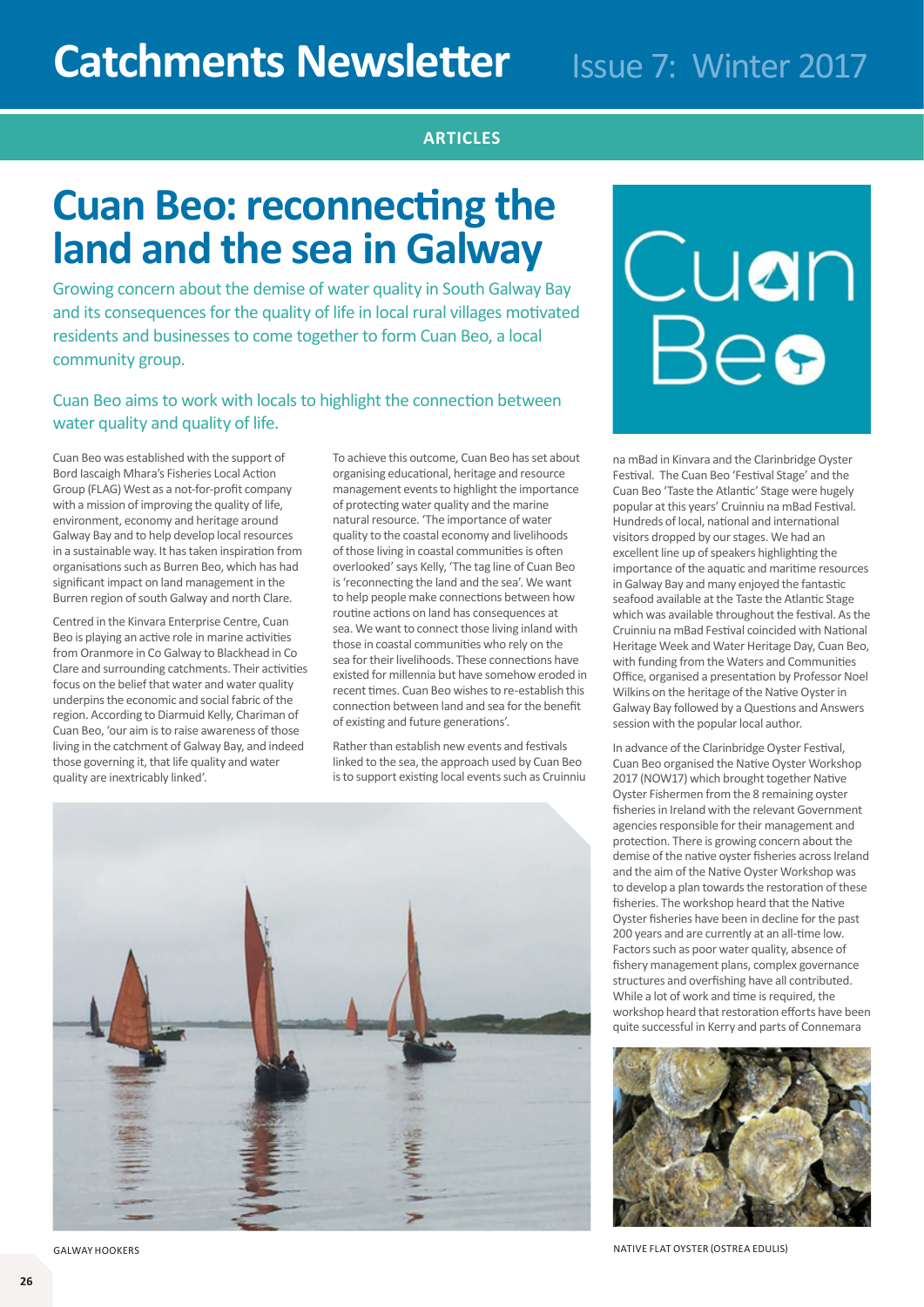ARTICLES

# Cuan Beo: reconnecting the land and the sea in Galway

Growing concern about the demise of water quality in South Galway Bay and its consequences for the quality of life in local rural villages motivated residents and businesses to come together to form Cuan Beo, a local community group.

Cuan Beo aims to work with locals to highlight the connection between water quality and quality of life.

Cuan Beo was established with the support of Bord Iascaigh Mhara's Fisheries Local Action Group (FLAG) West as a not-for-profit company with a mission of improving the quality of life, environment, economy and heritage around Galway Bay and to help develop local resources in a sustainable way. It has taken inspiration from organisations such as Burren Beo, which has had significant impact on land management in the Burren region of south Galway and north Clare.

Centred in the Kinvara Enterprise Centre, Cuan Beo is playing an active role in marine activities from Oranmore in Co Galway to Blackhead in Co Clare and surrounding catchments. Their activities focus on the belief that water and water quality underpins the economic and social fabric of the region. According to Diarmuid Kelly, Chariman of Cuan Beo, 'our aim is to raise awareness of those living in the catchment of Galway Bay, and indeed those governing it, that life quality and water quality are inextricably linked'.

To achieve this outcome, Cuan Beo has set about organising educational, heritage and resource management events to highlight the importance of protecting water quality and the marine natural resource. 'The importance of water quality to the coastal economy and livelihoods of those living in coastal communities is often overlooked' says Kelly, 'The tag line of Cuan Beo is 'reconnecting the land and the sea'. We want to help people make connections between how routine actions on land has consequences at sea. We want to connect those living inland with those in coastal communities who rely on the sea for their livelihoods. These connections have existed for millennia but have somehow eroded in recent times. Cuan Beo wishes to re-establish this connection between land and sea for the benefit of existing and future generations'.

Rather than establish new events and festivals linked to the sea, the approach used by Cuan Beo is to support existing local events such as Cruinniu na mBad in Kinvara and the Clarinbridge Oyster Festival. The Cuan Beo 'Festival Stage' and the Cuan Beo 'Taste the Atlantic' Stage were hugely popular at this years' Cruinniu na mBad Festival. Hundreds of local, national and international visitors dropped by our stages. We had an excellent line up of speakers highlighting the importance of the aquatic and maritime resources in Galway Bay and many enjoyed the fantastic seafood available at the Taste the Atlantic Stage which was available throughout the festival. As the Cruinniu na mBad Festival coincided with National Heritage Week and Water Heritage Day, Cuan Beo, with funding from the Waters and Communities Office, organised a presentation by Professor Noel Wilkins on the heritage of the Native Oyster in Galway Bay followed by a Questions and Answers session with the popular local author.

In advance of the Clarinbridge Oyster Festival, Cuan Beo organised the Native Oyster Workshop 2017 (NOW17) which brought together Native Oyster Fishermen from the 8 remaining oyster fisheries in Ireland with the relevant Government agencies responsible for their management and protection. There is growing concern about the demise of the native oyster fisheries across Ireland and the aim of the Native Oyster Workshop was to develop a plan towards the restoration of these fisheries. The workshop heard that the Native Oyster fisheries have been in decline for the past 200 years and are currently at an all-time low. Factors such as poor water quality, absence of fishery management plans, complex governance structures and overfishing have all contributed. While a lot of work and time is required, the workshop heard that restoration efforts have been quite successful in Kerry and parts of Connemara

GALWAY HOOKERS

NATIVE FLAT OYSTER (OSTREA EDULIS)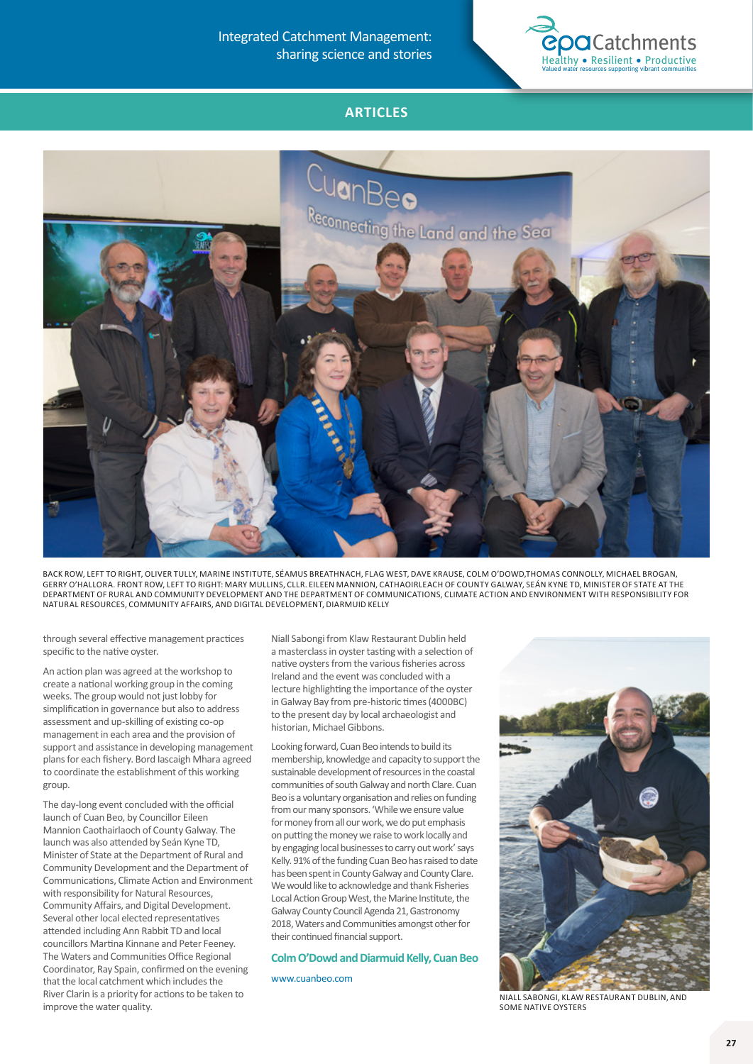## ARTICLES

BACK ROW, LEFT TO RIGHT, OLIVER TULLY, MARINE INSTITUTE, SÉAMUS BREATHNACH, FLAG WEST, DAVE KRAUSE, COLM O'DOWD,THOMAS CONNOLLY, MICHAEL BROGAN, GERRY O'HALLORA. FRONT ROW, LEFT TO RIGHT: MARY MULLINS, CLLR. EILEEN MANNION, CATHAOIRLEACH OF COUNTY GALWAY, SEÁN KYNE TD, MINISTER OF STATE AT THE DEPARTMENT OF RURAL AND COMMUNITY DEVELOPMENT AND THE DEPARTMENT OF COMMUNICATIONS, CLIMATE ACTION AND ENVIRONMENT WITH RESPONSIBILITY FOR NATURAL RESOURCES, COMMUNITY AFFAIRS, AND DIGITAL DEVELOPMENT, DIARMUID KELLY

through several effective management practices specific to the native oyster.

An action plan was agreed at the workshop to create a national working group in the coming weeks. The group would not just lobby for simplification in governance but also to address assessment and up-skilling of existing co-op management in each area and the provision of support and assistance in developing management plans for each fishery. Bord Iascaigh Mhara agreed to coordinate the establishment of this working group.

The day-long event concluded with the official launch of Cuan Beo, by Councillor Eileen Mannion Caothairlaoch of County Galway. The launch was also attended by Seán Kyne TD, Minister of State at the Department of Rural and Community Development and the Department of Communications, Climate Action and Environment with responsibility for Natural Resources, Community Affairs, and Digital Development. Several other local elected representatives attended including Ann Rabbit TD and local councillors Martina Kinnane and Peter Feeney. The Waters and Communities Office Regional Coordinator, Ray Spain, confirmed on the evening that the local catchment which includes the River Clarin is a priority for actions to be taken to improve the water quality.

Niall Sabongi from Klaw Restaurant Dublin held a masterclass in oyster tasting with a selection of native oysters from the various fisheries across Ireland and the event was concluded with a lecture highlighting the importance of the oyster in Galway Bay from pre-historic times (4000BC) to the present day by local archaeologist and historian, Michael Gibbons.

Looking forward, Cuan Beo intends to build its membership, knowledge and capacity to support the sustainable development of resources in the coastal communities of south Galway and north Clare. Cuan Beo is a voluntary organisation and relies on funding from our many sponsors. 'While we ensure value for money from all our work, we do put emphasis on putting the money we raise to work locally and by engaging local businesses to carry out work' says Kelly. 91% of the funding Cuan Beo has raised to date has been spent in County Galway and County Clare. We would like to acknowledge and thank Fisheries Local Action Group West, the Marine Institute, the Galway County Council Agenda 21, Gastronomy 2018, Waters and Communities amongst other for their continued financial support.

**Colm O'Dowd and Diarmuid Kelly, Cuan Beo**

www.cuanbeo.com

NIALL SABONGI, KLAW RESTAURANT DUBLIN, AND SOME NATIVE OYSTERS